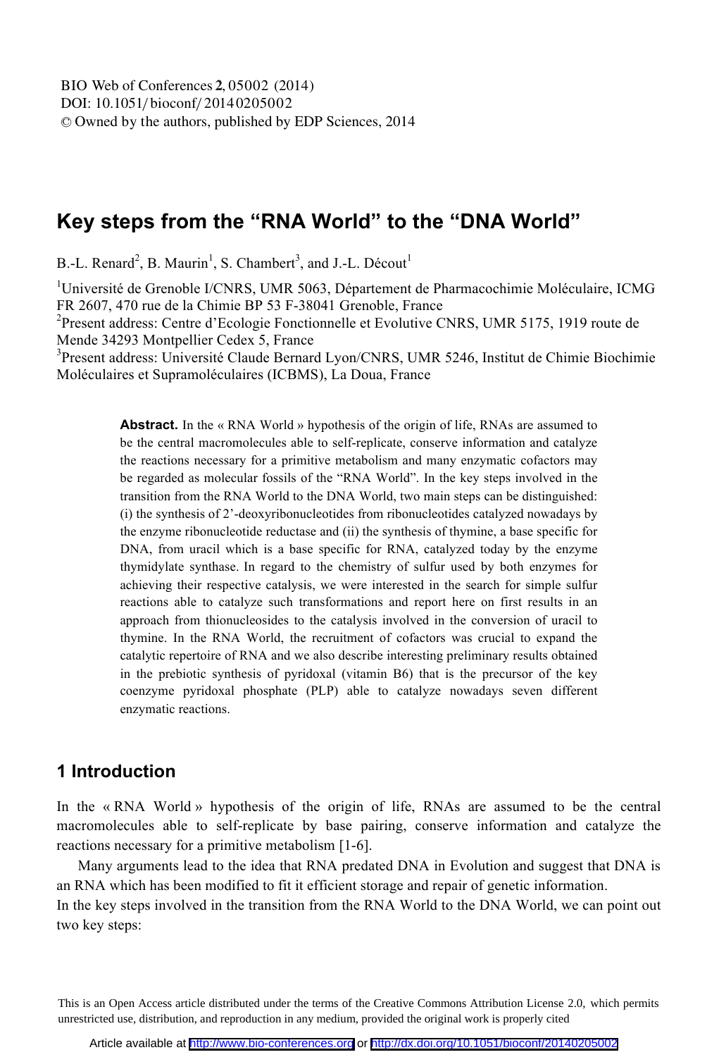# Key steps from the "RNA World" to the "DNA World"

B.-L. Renard[2], B. Maurin[1], S. Chambert[3], and J.-L. Décout[1]

[1]Université de Grenoble I/CNRS, UMR 5063, Département de Pharmacochimie Moléculaire, ICMG FR 2607, 470 rue de la Chimie BP 53 F-38041 Grenoble, France

[2]Present address: Centre d'Ecologie Fonctionnelle et Evolutive CNRS, UMR 5175, 1919 route de Mende 34293 Montpellier Cedex 5, France

[3]Present address: Université Claude Bernard Lyon/CNRS, UMR 5246, Institut de Chimie Biochimie Moléculaires et Supramoléculaires (ICBMS), La Doua, France

**Abstract.** In the « RNA World » hypothesis of the origin of life, RNAs are assumed to be the central macromolecules able to self-replicate, conserve information and catalyze the reactions necessary for a primitive metabolism and many enzymatic cofactors may be regarded as molecular fossils of the "RNA World". In the key steps involved in the transition from the RNA World to the DNA World, two main steps can be distinguished: (i) the synthesis of 2'-deoxyribonucleotides from ribonucleotides catalyzed nowadays by the enzyme ribonucleotide reductase and (ii) the synthesis of thymine, a base specific for DNA, from uracil which is a base specific for RNA, catalyzed today by the enzyme thymidylate synthase. In regard to the chemistry of sulfur used by both enzymes for achieving their respective catalysis, we were interested in the search for simple sulfur reactions able to catalyze such transformations and report here on first results in an approach from thionucleosides to the catalysis involved in the conversion of uracil to thymine. In the RNA World, the recruitment of cofactors was crucial to expand the catalytic repertoire of RNA and we also describe interesting preliminary results obtained in the prebiotic synthesis of pyridoxal (vitamin B6) that is the precursor of the key coenzyme pyridoxal phosphate (PLP) able to catalyze nowadays seven different enzymatic reactions.

## 1 Introduction

In the « RNA World » hypothesis of the origin of life, RNAs are assumed to be the central macromolecules able to self-replicate by base pairing, conserve information and catalyze the reactions necessary for a primitive metabolism [1-6].

Many arguments lead to the idea that RNA predated DNA in Evolution and suggest that DNA is an RNA which has been modified to fit it efficient storage and repair of genetic information.

In the key steps involved in the transition from the RNA World to the DNA World, we can point out two key steps:

This is an Open Access article distributed under the terms of the Creative Commons Attribution License 2.0, which permits unrestricted use, distribution, and reproduction in any medium, provided the original work is properly cited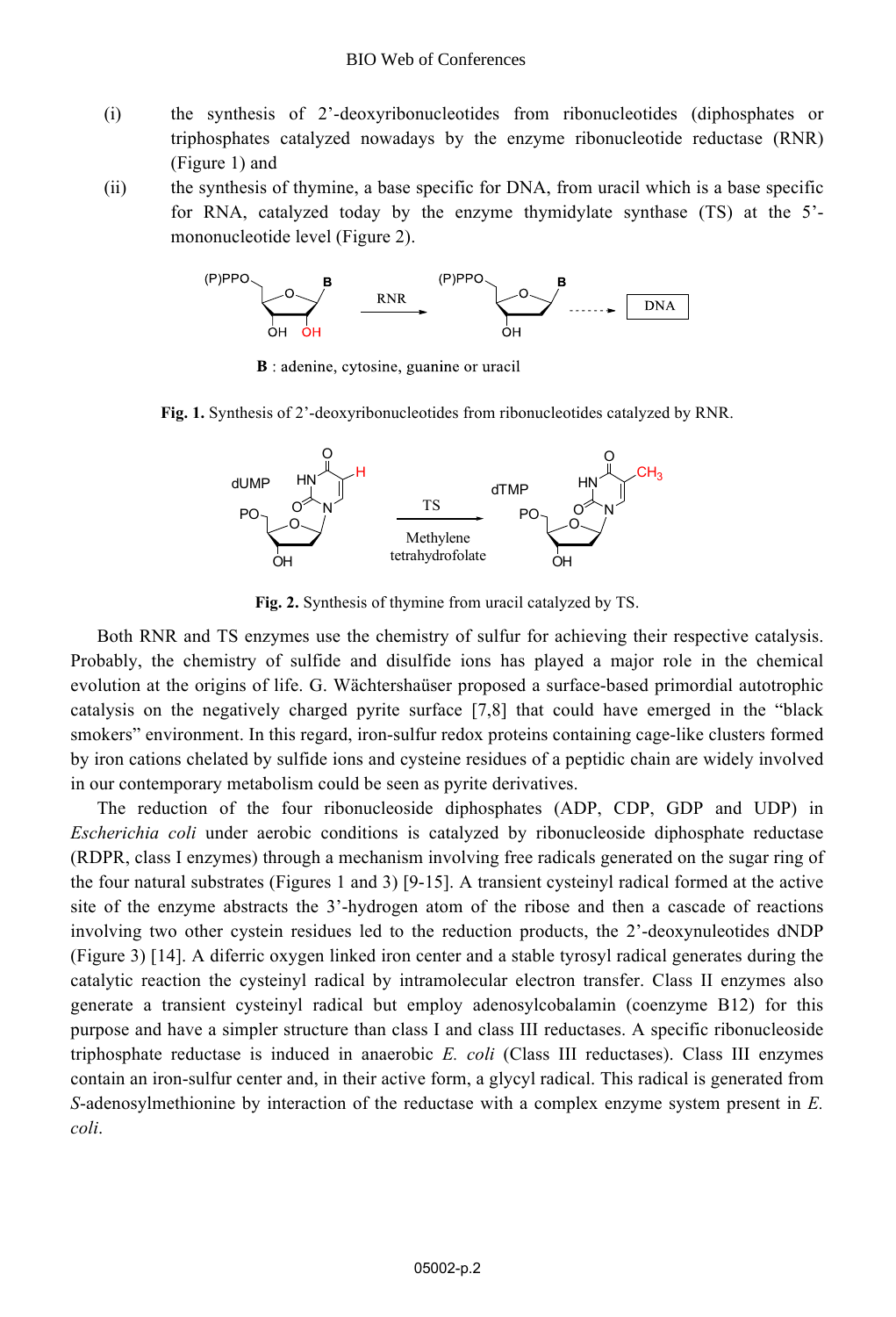(i) the synthesis of 2'-deoxyribonucleotides from ribonucleotides (diphosphates or triphosphates catalyzed nowadays by the enzyme ribonucleotide reductase (RNR) (Figure 1) and

(ii) the synthesis of thymine, a base specific for DNA, from uracil which is a base specific for RNA, catalyzed today by the enzyme thymidylate synthase (TS) at the 5'-mononucleotide level (Figure 2).

**B** : adenine, cytosine, guanine or uracil

**Fig. 1.** Synthesis of 2'-deoxyribonucleotides from ribonucleotides catalyzed by RNR.

**Fig. 2.** Synthesis of thymine from uracil catalyzed by TS.

Both RNR and TS enzymes use the chemistry of sulfur for achieving their respective catalysis. Probably, the chemistry of sulfide and disulfide ions has played a major role in the chemical evolution at the origins of life. G. Wächtershaüser proposed a surface-based primordial autotrophic catalysis on the negatively charged pyrite surface [7,8] that could have emerged in the "black smokers" environment. In this regard, iron-sulfur redox proteins containing cage-like clusters formed by iron cations chelated by sulfide ions and cysteine residues of a peptidic chain are widely involved in our contemporary metabolism could be seen as pyrite derivatives.

The reduction of the four ribonucleoside diphosphates (ADP, CDP, GDP and UDP) in *Escherichia coli* under aerobic conditions is catalyzed by ribonucleoside diphosphate reductase (RDPR, class I enzymes) through a mechanism involving free radicals generated on the sugar ring of the four natural substrates (Figures 1 and 3) [9-15]. A transient cysteinyl radical formed at the active site of the enzyme abstracts the 3'-hydrogen atom of the ribose and then a cascade of reactions involving two other cystein residues led to the reduction products, the 2'-deoxynuleotides dNDP (Figure 3) [14]. A diferric oxygen linked iron center and a stable tyrosyl radical generates during the catalytic reaction the cysteinyl radical by intramolecular electron transfer. Class II enzymes also generate a transient cysteinyl radical but employ adenosylcobalamin (coenzyme B12) for this purpose and have a simpler structure than class I and class III reductases. A specific ribonucleoside triphosphate reductase is induced in anaerobic *E. coli* (Class III reductases). Class III enzymes contain an iron-sulfur center and, in their active form, a glycyl radical. This radical is generated from *S*-adenosylmethionine by interaction of the reductase with a complex enzyme system present in *E. coli*.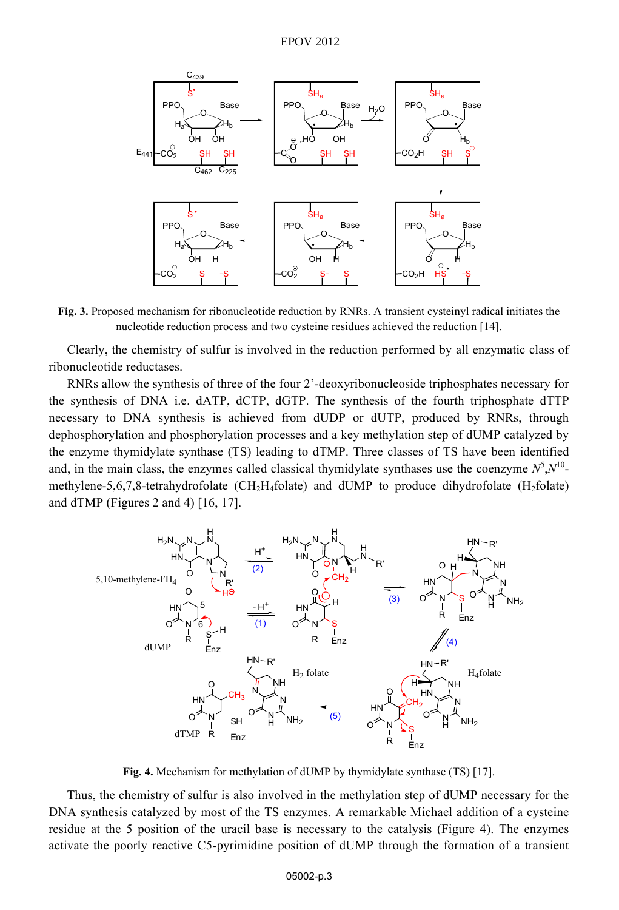**Fig. 3.** Proposed mechanism for ribonucleotide reduction by RNRs. A transient cysteinyl radical initiates the nucleotide reduction process and two cysteine residues achieved the reduction [14].

Clearly, the chemistry of sulfur is involved in the reduction performed by all enzymatic class of ribonucleotide reductases.

RNRs allow the synthesis of three of the four 2'-deoxyribonucleoside triphosphates necessary for the synthesis of DNA i.e. dATP, dCTP, dGTP. The synthesis of the fourth triphosphate dTTP necessary to DNA synthesis is achieved from dUDP or dUTP, produced by RNRs, through dephosphorylation and phosphorylation processes and a key methylation step of dUMP catalyzed by the enzyme thymidylate synthase (TS) leading to dTMP. Three classes of TS have been identified and, in the main class, the enzymes called classical thymidylate synthases use the coenzyme $N^5$,$N^{10}$-methylene-5,6,7,8-tetrahydrofolate ($CH_2H_4$folate) and dUMP to produce dihydrofolate ($H_2$folate) and dTMP (Figures 2 and 4) [16, 17].

**Fig. 4.** Mechanism for methylation of dUMP by thymidylate synthase (TS) [17].

Thus, the chemistry of sulfur is also involved in the methylation step of dUMP necessary for the DNA synthesis catalyzed by most of the TS enzymes. A remarkable Michael addition of a cysteine residue at the 5 position of the uracil base is necessary to the catalysis (Figure 4). The enzymes activate the poorly reactive C5-pyrimidine position of dUMP through the formation of a transient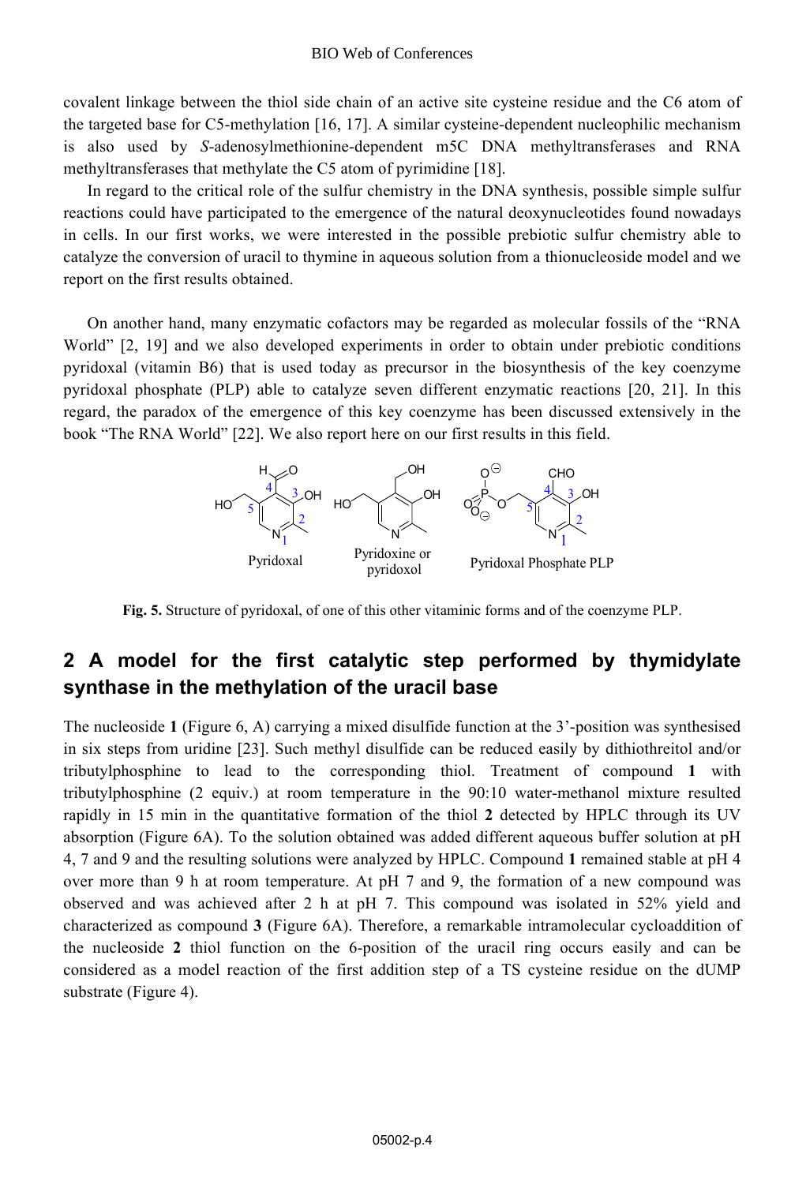covalent linkage between the thiol side chain of an active site cysteine residue and the C6 atom of the targeted base for C5-methylation [16, 17]. A similar cysteine-dependent nucleophilic mechanism is also used by *S*-adenosylmethionine-dependent m5C DNA methyltransferases and RNA methyltransferases that methylate the C5 atom of pyrimidine [18].

In regard to the critical role of the sulfur chemistry in the DNA synthesis, possible simple sulfur reactions could have participated to the emergence of the natural deoxynucleotides found nowadays in cells. In our first works, we were interested in the possible prebiotic sulfur chemistry able to catalyze the conversion of uracil to thymine in aqueous solution from a thionucleoside model and we report on the first results obtained.

On another hand, many enzymatic cofactors may be regarded as molecular fossils of the "RNA World" [2, 19] and we also developed experiments in order to obtain under prebiotic conditions pyridoxal (vitamin B6) that is used today as precursor in the biosynthesis of the key coenzyme pyridoxal phosphate (PLP) able to catalyze seven different enzymatic reactions [20, 21]. In this regard, the paradox of the emergence of this key coenzyme has been discussed extensively in the book "The RNA World" [22]. We also report here on our first results in this field.

**Fig. 5.** Structure of pyridoxal, of one of this other vitaminic forms and of the coenzyme PLP.

## 2 A model for the first catalytic step performed by thymidylate synthase in the methylation of the uracil base

The nucleoside **1** (Figure 6, A) carrying a mixed disulfide function at the 3'-position was synthesised in six steps from uridine [23]. Such methyl disulfide can be reduced easily by dithiothreitol and/or tributylphosphine to lead to the corresponding thiol. Treatment of compound **1** with tributylphosphine (2 equiv.) at room temperature in the 90:10 water-methanol mixture resulted rapidly in 15 min in the quantitative formation of the thiol **2** detected by HPLC through its UV absorption (Figure 6A). To the solution obtained was added different aqueous buffer solution at pH 4, 7 and 9 and the resulting solutions were analyzed by HPLC. Compound **1** remained stable at pH 4 over more than 9 h at room temperature. At pH 7 and 9, the formation of a new compound was observed and was achieved after 2 h at pH 7. This compound was isolated in 52% yield and characterized as compound **3** (Figure 6A). Therefore, a remarkable intramolecular cycloaddition of the nucleoside **2** thiol function on the 6-position of the uracil ring occurs easily and can be considered as a model reaction of the first addition step of a TS cysteine residue on the dUMP substrate (Figure 4).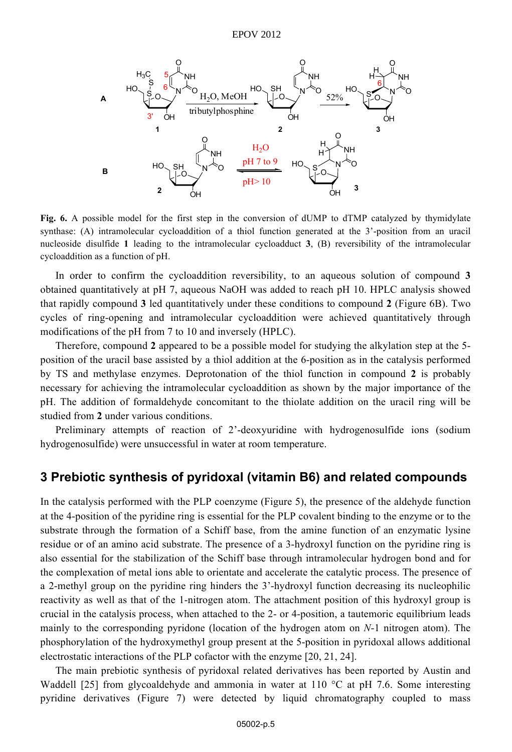**Fig. 6.** A possible model for the first step in the conversion of dUMP to dTMP catalyzed by thymidylate synthase: (A) intramolecular cycloaddition of a thiol function generated at the 3'-position from an uracil nucleoside disulfide **1** leading to the intramolecular cycloadduct **3**, (B) reversibility of the intramolecular cycloaddition as a function of pH.

In order to confirm the cycloaddition reversibility, to an aqueous solution of compound **3** obtained quantitatively at pH 7, aqueous NaOH was added to reach pH 10. HPLC analysis showed that rapidly compound **3** led quantitatively under these conditions to compound **2** (Figure 6B). Two cycles of ring-opening and intramolecular cycloaddition were achieved quantitatively through modifications of the pH from 7 to 10 and inversely (HPLC).

Therefore, compound **2** appeared to be a possible model for studying the alkylation step at the 5-position of the uracil base assisted by a thiol addition at the 6-position as in the catalysis performed by TS and methylase enzymes. Deprotonation of the thiol function in compound **2** is probably necessary for achieving the intramolecular cycloaddition as shown by the major importance of the pH. The addition of formaldehyde concomitant to the thiolate addition on the uracil ring will be studied from **2** under various conditions.

Preliminary attempts of reaction of 2'-deoxyuridine with hydrogenosulfide ions (sodium hydrogenosulfide) were unsuccessful in water at room temperature.

## 3 Prebiotic synthesis of pyridoxal (vitamin B6) and related compounds

In the catalysis performed with the PLP coenzyme (Figure 5), the presence of the aldehyde function at the 4-position of the pyridine ring is essential for the PLP covalent binding to the enzyme or to the substrate through the formation of a Schiff base, from the amine function of an enzymatic lysine residue or of an amino acid substrate. The presence of a 3-hydroxyl function on the pyridine ring is also essential for the stabilization of the Schiff base through intramolecular hydrogen bond and for the complexation of metal ions able to orientate and accelerate the catalytic process. The presence of a 2-methyl group on the pyridine ring hinders the 3'-hydroxyl function decreasing its nucleophilic reactivity as well as that of the 1-nitrogen atom. The attachment position of this hydroxyl group is crucial in the catalysis process, when attached to the 2- or 4-position, a tautemoric equilibrium leads mainly to the corresponding pyridone (location of the hydrogen atom on *N*-1 nitrogen atom). The phosphorylation of the hydroxymethyl group present at the 5-position in pyridoxal allows additional electrostatic interactions of the PLP cofactor with the enzyme [20, 21, 24].

The main prebiotic synthesis of pyridoxal related derivatives has been reported by Austin and Waddell [25] from glycoaldehyde and ammonia in water at 110 °C at pH 7.6. Some interesting pyridine derivatives (Figure 7) were detected by liquid chromatography coupled to mass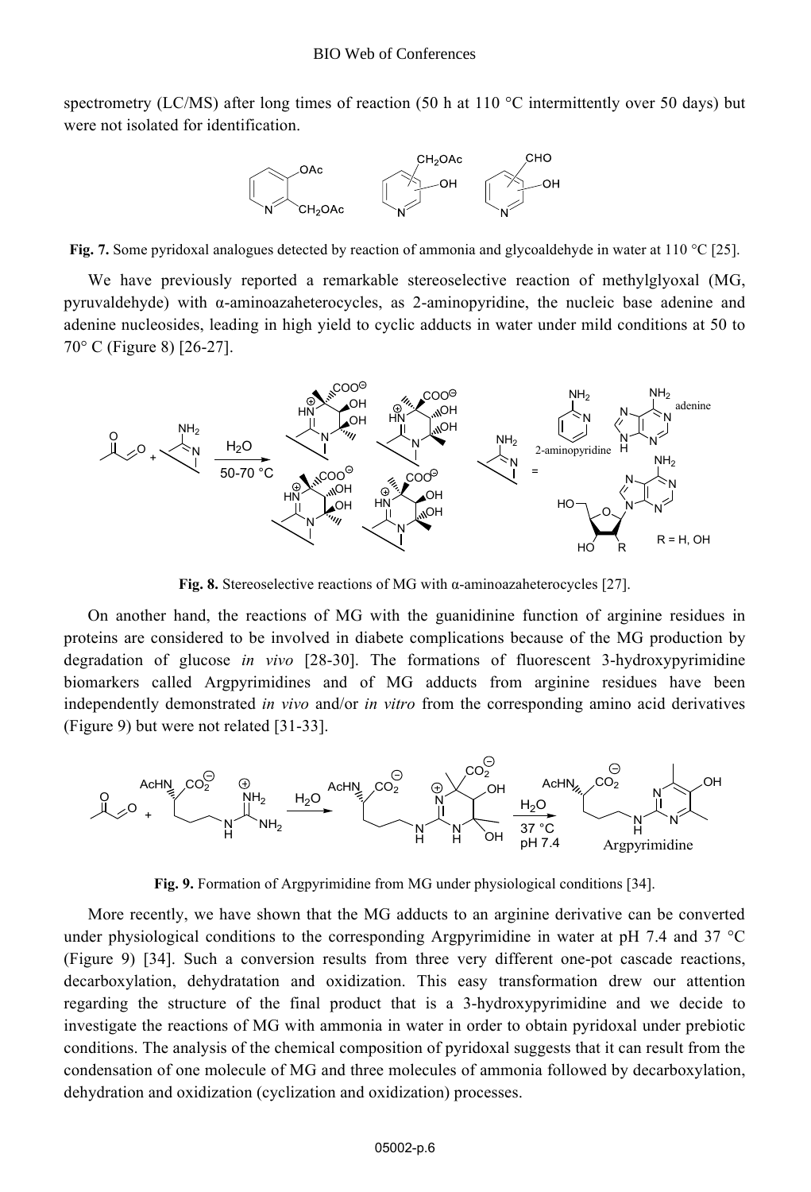spectrometry (LC/MS) after long times of reaction (50 h at 110 °C intermittently over 50 days) but were not isolated for identification.

**Fig. 7.** Some pyridoxal analogues detected by reaction of ammonia and glycoaldehyde in water at 110 °C [25].

We have previously reported a remarkable stereoselective reaction of methylglyoxal (MG, pyruvaldehyde) with α-aminoazaheterocycles, as 2-aminopyridine, the nucleic base adenine and adenine nucleosides, leading in high yield to cyclic adducts in water under mild conditions at 50 to 70° C (Figure 8) [26-27].

**Fig. 8.** Stereoselective reactions of MG with α-aminoazaheterocycles [27].

On another hand, the reactions of MG with the guanidinine function of arginine residues in proteins are considered to be involved in diabete complications because of the MG production by degradation of glucose *in vivo* [28-30]. The formations of fluorescent 3-hydroxypyrimidine biomarkers called Argpyrimidines and of MG adducts from arginine residues have been independently demonstrated *in vivo* and/or *in vitro* from the corresponding amino acid derivatives (Figure 9) but were not related [31-33].

**Fig. 9.** Formation of Argpyrimidine from MG under physiological conditions [34].

More recently, we have shown that the MG adducts to an arginine derivative can be converted under physiological conditions to the corresponding Argpyrimidine in water at pH 7.4 and 37 °C (Figure 9) [34]. Such a conversion results from three very different one-pot cascade reactions, decarboxylation, dehydratation and oxidization. This easy transformation drew our attention regarding the structure of the final product that is a 3-hydroxypyrimidine and we decide to investigate the reactions of MG with ammonia in water in order to obtain pyridoxal under prebiotic conditions. The analysis of the chemical composition of pyridoxal suggests that it can result from the condensation of one molecule of MG and three molecules of ammonia followed by decarboxylation, dehydration and oxidization (cyclization and oxidization) processes.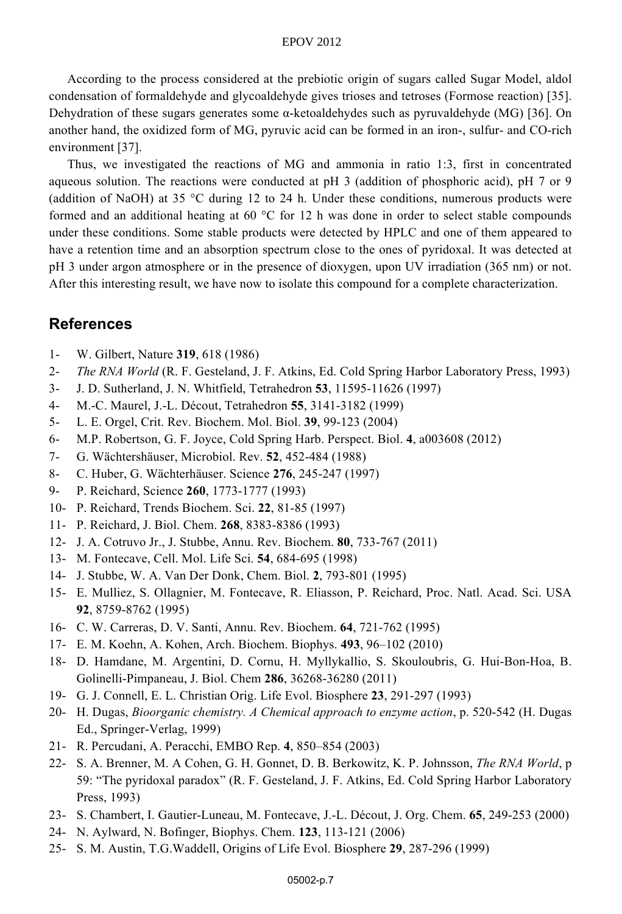According to the process considered at the prebiotic origin of sugars called Sugar Model, aldol condensation of formaldehyde and glycoaldehyde gives trioses and tetroses (Formose reaction) [35]. Dehydration of these sugars generates some α-ketoaldehydes such as pyruvaldehyde (MG) [36]. On another hand, the oxidized form of MG, pyruvic acid can be formed in an iron-, sulfur- and CO-rich environment [37].

Thus, we investigated the reactions of MG and ammonia in ratio 1:3, first in concentrated aqueous solution. The reactions were conducted at pH 3 (addition of phosphoric acid), pH 7 or 9 (addition of NaOH) at 35 °C during 12 to 24 h. Under these conditions, numerous products were formed and an additional heating at 60 °C for 12 h was done in order to select stable compounds under these conditions. Some stable products were detected by HPLC and one of them appeared to have a retention time and an absorption spectrum close to the ones of pyridoxal. It was detected at pH 3 under argon atmosphere or in the presence of dioxygen, upon UV irradiation (365 nm) or not. After this interesting result, we have now to isolate this compound for a complete characterization.

## References

1- W. Gilbert, Nature **319**, 618 (1986)
2- *The RNA World* (R. F. Gesteland, J. F. Atkins, Ed. Cold Spring Harbor Laboratory Press, 1993)
3- J. D. Sutherland, J. N. Whitfield, Tetrahedron **53**, 11595-11626 (1997)
4- M.-C. Maurel, J.-L. Décout, Tetrahedron **55**, 3141-3182 (1999)
5- L. E. Orgel, Crit. Rev. Biochem. Mol. Biol. **39**, 99-123 (2004)
6- M.P. Robertson, G. F. Joyce, Cold Spring Harb. Perspect. Biol. **4**, a003608 (2012)
7- G. Wächtershäuser, Microbiol. Rev. **52**, 452-484 (1988)
8- C. Huber, G. Wächterhäuser. Science **276**, 245-247 (1997)
9- P. Reichard, Science **260**, 1773-1777 (1993)
10- P. Reichard, Trends Biochem. Sci. **22**, 81-85 (1997)
11- P. Reichard, J. Biol. Chem. **268**, 8383-8386 (1993)
12- J. A. Cotruvo Jr., J. Stubbe, Annu. Rev. Biochem. **80**, 733-767 (2011)
13- M. Fontecave, Cell. Mol. Life Sci. **54**, 684-695 (1998)
14- J. Stubbe, W. A. Van Der Donk, Chem. Biol. **2**, 793-801 (1995)
15- E. Mulliez, S. Ollagnier, M. Fontecave, R. Eliasson, P. Reichard, Proc. Natl. Acad. Sci. USA **92**, 8759-8762 (1995)
16- C. W. Carreras, D. V. Santi, Annu. Rev. Biochem. **64**, 721-762 (1995)
17- E. M. Koehn, A. Kohen, Arch. Biochem. Biophys. **493**, 96–102 (2010)
18- D. Hamdane, M. Argentini, D. Cornu, H. Myllykallio, S. Skouloubris, G. Hui-Bon-Hoa, B. Golinelli-Pimpaneau, J. Biol. Chem **286**, 36268-36280 (2011)
19- G. J. Connell, E. L. Christian Orig. Life Evol. Biosphere **23**, 291-297 (1993)
20- H. Dugas, *Bioorganic chemistry. A Chemical approach to enzyme action*, p. 520-542 (H. Dugas Ed., Springer-Verlag, 1999)
21- R. Percudani, A. Peracchi, EMBO Rep. **4**, 850–854 (2003)
22- S. A. Brenner, M. A Cohen, G. H. Gonnet, D. B. Berkowitz, K. P. Johnsson, *The RNA World*, p 59: "The pyridoxal paradox" (R. F. Gesteland, J. F. Atkins, Ed. Cold Spring Harbor Laboratory Press, 1993)
23- S. Chambert, I. Gautier-Luneau, M. Fontecave, J.-L. Décout, J. Org. Chem. **65**, 249-253 (2000)
24- N. Aylward, N. Bofinger, Biophys. Chem. **123**, 113-121 (2006)
25- S. M. Austin, T.G.Waddell, Origins of Life Evol. Biosphere **29**, 287-296 (1999)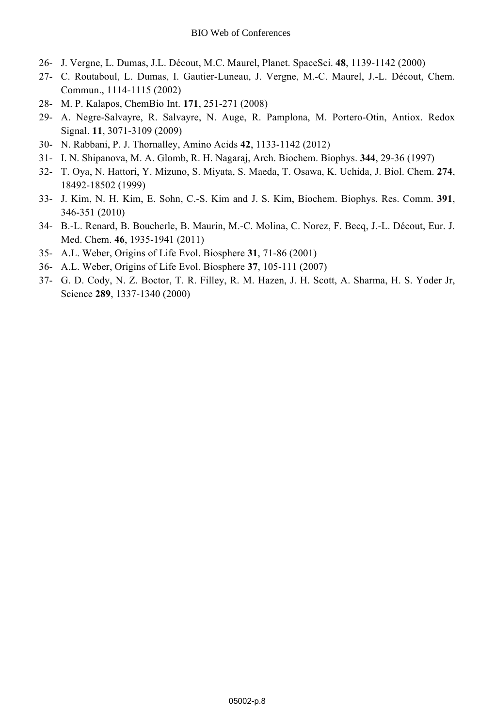26- J. Vergne, L. Dumas, J.L. Décout, M.C. Maurel, Planet. SpaceSci. **48**, 1139-1142 (2000)

27- C. Routaboul, L. Dumas, I. Gautier-Luneau, J. Vergne, M.-C. Maurel, J.-L. Décout, Chem. Commun., 1114-1115 (2002)

28- M. P. Kalapos, ChemBio Int. **171**, 251-271 (2008)

29- A. Negre-Salvayre, R. Salvayre, N. Auge, R. Pamplona, M. Portero-Otin, Antiox. Redox Signal. **11**, 3071-3109 (2009)

30- N. Rabbani, P. J. Thornalley, Amino Acids **42**, 1133-1142 (2012)

31- I. N. Shipanova, M. A. Glomb, R. H. Nagaraj, Arch. Biochem. Biophys. **344**, 29-36 (1997)

32- T. Oya, N. Hattori, Y. Mizuno, S. Miyata, S. Maeda, T. Osawa, K. Uchida, J. Biol. Chem. **274**, 18492-18502 (1999)

33- J. Kim, N. H. Kim, E. Sohn, C.-S. Kim and J. S. Kim, Biochem. Biophys. Res. Comm. **391**, 346-351 (2010)

34- B.-L. Renard, B. Boucherle, B. Maurin, M.-C. Molina, C. Norez, F. Becq, J.-L. Décout, Eur. J. Med. Chem. **46**, 1935-1941 (2011)

35- A.L. Weber, Origins of Life Evol. Biosphere **31**, 71-86 (2001)

36- A.L. Weber, Origins of Life Evol. Biosphere **37**, 105-111 (2007)

37- G. D. Cody, N. Z. Boctor, T. R. Filley, R. M. Hazen, J. H. Scott, A. Sharma, H. S. Yoder Jr, Science **289**, 1337-1340 (2000)